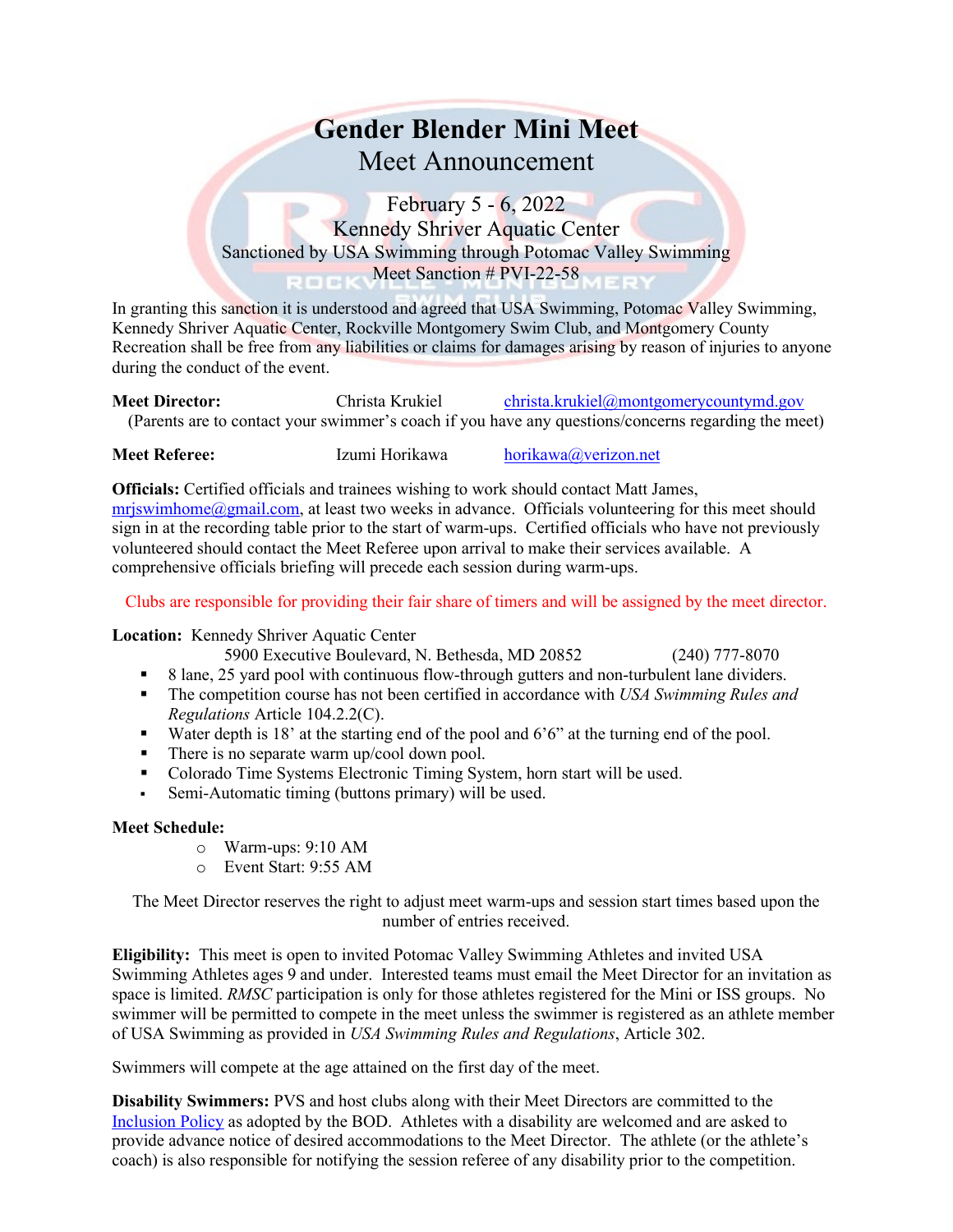# Gender Blender Mini Meet

## Meet Announcement

February 5 - 6, 2022
Kennedy Shriver Aquatic Center
Sanctioned by USA Swimming through Potomac Valley Swimming
Meet Sanction # PVI-22-58

In granting this sanction it is understood and agreed that USA Swimming, Potomac Valley Swimming, Kennedy Shriver Aquatic Center, Rockville Montgomery Swim Club, and Montgomery County Recreation shall be free from any liabilities or claims for damages arising by reason of injuries to anyone during the conduct of the event.

**Meet Director:** Christa Krukiel christa.krukiel@montgomerycountymd.gov
(Parents are to contact your swimmer's coach if you have any questions/concerns regarding the meet)

**Meet Referee:** Izumi Horikawa horikawa@verizon.net

**Officials:** Certified officials and trainees wishing to work should contact Matt James, mrjswimhome@gmail.com, at least two weeks in advance. Officials volunteering for this meet should sign in at the recording table prior to the start of warm-ups. Certified officials who have not previously volunteered should contact the Meet Referee upon arrival to make their services available. A comprehensive officials briefing will precede each session during warm-ups.

Clubs are responsible for providing their fair share of timers and will be assigned by the meet director.

**Location:** Kennedy Shriver Aquatic Center
5900 Executive Boulevard, N. Bethesda, MD 20852 (240) 777-8070

- 8 lane, 25 yard pool with continuous flow-through gutters and non-turbulent lane dividers.
- The competition course has not been certified in accordance with *USA Swimming Rules and Regulations* Article 104.2.2(C).
- Water depth is 18' at the starting end of the pool and 6'6" at the turning end of the pool.
- There is no separate warm up/cool down pool.
- Colorado Time Systems Electronic Timing System, horn start will be used.
- Semi-Automatic timing (buttons primary) will be used.

**Meet Schedule:**

- Warm-ups: 9:10 AM
- Event Start: 9:55 AM

The Meet Director reserves the right to adjust meet warm-ups and session start times based upon the number of entries received.

**Eligibility:** This meet is open to invited Potomac Valley Swimming Athletes and invited USA Swimming Athletes ages 9 and under. Interested teams must email the Meet Director for an invitation as space is limited. *RMSC* participation is only for those athletes registered for the Mini or ISS groups. No swimmer will be permitted to compete in the meet unless the swimmer is registered as an athlete member of USA Swimming as provided in *USA Swimming Rules and Regulations*, Article 302.

Swimmers will compete at the age attained on the first day of the meet.

**Disability Swimmers:** PVS and host clubs along with their Meet Directors are committed to the Inclusion Policy as adopted by the BOD. Athletes with a disability are welcomed and are asked to provide advance notice of desired accommodations to the Meet Director. The athlete (or the athlete's coach) is also responsible for notifying the session referee of any disability prior to the competition.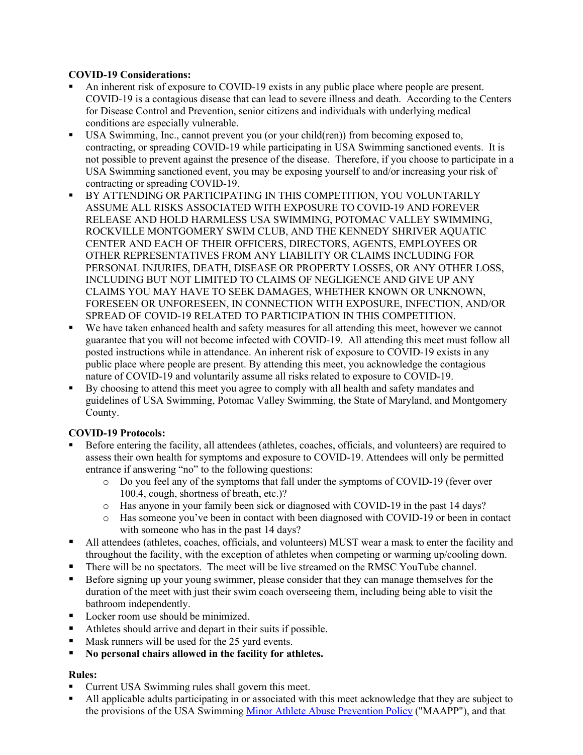**COVID-19 Considerations:**

- An inherent risk of exposure to COVID-19 exists in any public place where people are present. COVID-19 is a contagious disease that can lead to severe illness and death. According to the Centers for Disease Control and Prevention, senior citizens and individuals with underlying medical conditions are especially vulnerable.
- USA Swimming, Inc., cannot prevent you (or your child(ren)) from becoming exposed to, contracting, or spreading COVID-19 while participating in USA Swimming sanctioned events. It is not possible to prevent against the presence of the disease. Therefore, if you choose to participate in a USA Swimming sanctioned event, you may be exposing yourself to and/or increasing your risk of contracting or spreading COVID-19.
- BY ATTENDING OR PARTICIPATING IN THIS COMPETITION, YOU VOLUNTARILY ASSUME ALL RISKS ASSOCIATED WITH EXPOSURE TO COVID-19 AND FOREVER RELEASE AND HOLD HARMLESS USA SWIMMING, POTOMAC VALLEY SWIMMING, ROCKVILLE MONTGOMERY SWIM CLUB, AND THE KENNEDY SHRIVER AQUATIC CENTER AND EACH OF THEIR OFFICERS, DIRECTORS, AGENTS, EMPLOYEES OR OTHER REPRESENTATIVES FROM ANY LIABILITY OR CLAIMS INCLUDING FOR PERSONAL INJURIES, DEATH, DISEASE OR PROPERTY LOSSES, OR ANY OTHER LOSS, INCLUDING BUT NOT LIMITED TO CLAIMS OF NEGLIGENCE AND GIVE UP ANY CLAIMS YOU MAY HAVE TO SEEK DAMAGES, WHETHER KNOWN OR UNKNOWN, FORESEEN OR UNFORESEEN, IN CONNECTION WITH EXPOSURE, INFECTION, AND/OR SPREAD OF COVID-19 RELATED TO PARTICIPATION IN THIS COMPETITION.
- We have taken enhanced health and safety measures for all attending this meet, however we cannot guarantee that you will not become infected with COVID-19. All attending this meet must follow all posted instructions while in attendance. An inherent risk of exposure to COVID-19 exists in any public place where people are present. By attending this meet, you acknowledge the contagious nature of COVID-19 and voluntarily assume all risks related to exposure to COVID-19.
- By choosing to attend this meet you agree to comply with all health and safety mandates and guidelines of USA Swimming, Potomac Valley Swimming, the State of Maryland, and Montgomery County.

**COVID-19 Protocols:**

- Before entering the facility, all attendees (athletes, coaches, officials, and volunteers) are required to assess their own health for symptoms and exposure to COVID-19. Attendees will only be permitted entrance if answering "no" to the following questions:
  - Do you feel any of the symptoms that fall under the symptoms of COVID-19 (fever over 100.4, cough, shortness of breath, etc.)?
  - Has anyone in your family been sick or diagnosed with COVID-19 in the past 14 days?
  - Has someone you've been in contact with been diagnosed with COVID-19 or been in contact with someone who has in the past 14 days?
- All attendees (athletes, coaches, officials, and volunteers) MUST wear a mask to enter the facility and throughout the facility, with the exception of athletes when competing or warming up/cooling down.
- There will be no spectators. The meet will be live streamed on the RMSC YouTube channel.
- Before signing up your young swimmer, please consider that they can manage themselves for the duration of the meet with just their swim coach overseeing them, including being able to visit the bathroom independently.
- Locker room use should be minimized.
- Athletes should arrive and depart in their suits if possible.
- Mask runners will be used for the 25 yard events.
- **No personal chairs allowed in the facility for athletes.**

**Rules:**

- Current USA Swimming rules shall govern this meet.
- All applicable adults participating in or associated with this meet acknowledge that they are subject to the provisions of the USA Swimming Minor Athlete Abuse Prevention Policy ("MAAPP"), and that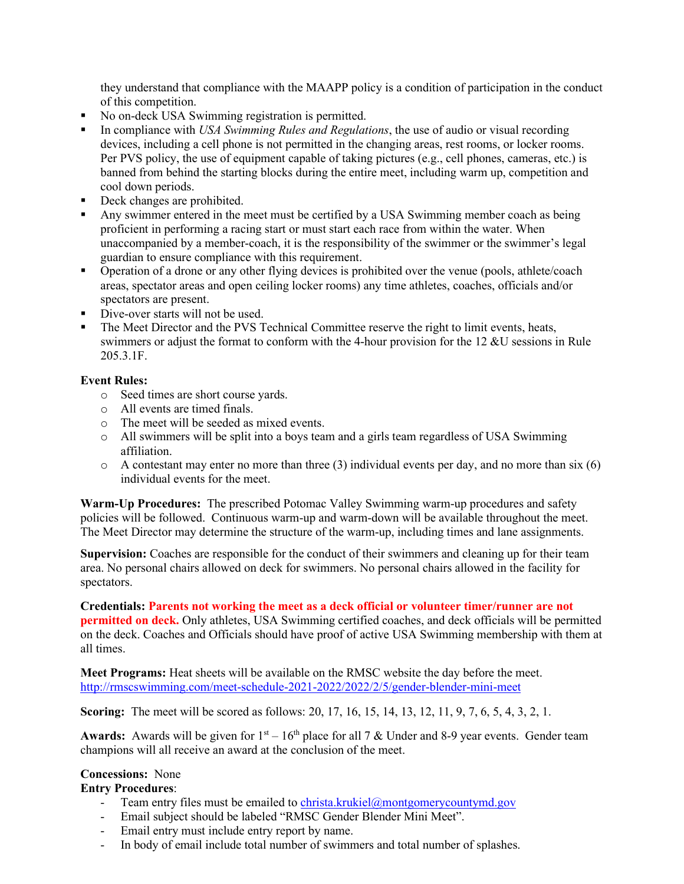they understand that compliance with the MAAPP policy is a condition of participation in the conduct of this competition.

- No on-deck USA Swimming registration is permitted.
- In compliance with *USA Swimming Rules and Regulations*, the use of audio or visual recording devices, including a cell phone is not permitted in the changing areas, rest rooms, or locker rooms. Per PVS policy, the use of equipment capable of taking pictures (e.g., cell phones, cameras, etc.) is banned from behind the starting blocks during the entire meet, including warm up, competition and cool down periods.
- Deck changes are prohibited.
- Any swimmer entered in the meet must be certified by a USA Swimming member coach as being proficient in performing a racing start or must start each race from within the water. When unaccompanied by a member-coach, it is the responsibility of the swimmer or the swimmer's legal guardian to ensure compliance with this requirement.
- Operation of a drone or any other flying devices is prohibited over the venue (pools, athlete/coach areas, spectator areas and open ceiling locker rooms) any time athletes, coaches, officials and/or spectators are present.
- Dive-over starts will not be used.
- The Meet Director and the PVS Technical Committee reserve the right to limit events, heats, swimmers or adjust the format to conform with the 4-hour provision for the 12 &U sessions in Rule 205.3.1F.

**Event Rules:**

- Seed times are short course yards.
- All events are timed finals.
- The meet will be seeded as mixed events.
- All swimmers will be split into a boys team and a girls team regardless of USA Swimming affiliation.
- A contestant may enter no more than three (3) individual events per day, and no more than six (6) individual events for the meet.

**Warm-Up Procedures:** The prescribed Potomac Valley Swimming warm-up procedures and safety policies will be followed. Continuous warm-up and warm-down will be available throughout the meet. The Meet Director may determine the structure of the warm-up, including times and lane assignments.

**Supervision:** Coaches are responsible for the conduct of their swimmers and cleaning up for their team area. No personal chairs allowed on deck for swimmers. No personal chairs allowed in the facility for spectators.

**Credentials: Parents not working the meet as a deck official or volunteer timer/runner are not permitted on deck.** Only athletes, USA Swimming certified coaches, and deck officials will be permitted on the deck. Coaches and Officials should have proof of active USA Swimming membership with them at all times.

**Meet Programs:** Heat sheets will be available on the RMSC website the day before the meet.
http://rmscswimming.com/meet-schedule-2021-2022/2022/2/5/gender-blender-mini-meet

**Scoring:** The meet will be scored as follows: 20, 17, 16, 15, 14, 13, 12, 11, 9, 7, 6, 5, 4, 3, 2, 1.

**Awards:** Awards will be given for 1st – 16th place for all 7 & Under and 8-9 year events. Gender team champions will all receive an award at the conclusion of the meet.

**Concessions:** None

**Entry Procedures**:

- Team entry files must be emailed to christa.krukiel@montgomerycountymd.gov
- Email subject should be labeled "RMSC Gender Blender Mini Meet".
- Email entry must include entry report by name.
- In body of email include total number of swimmers and total number of splashes.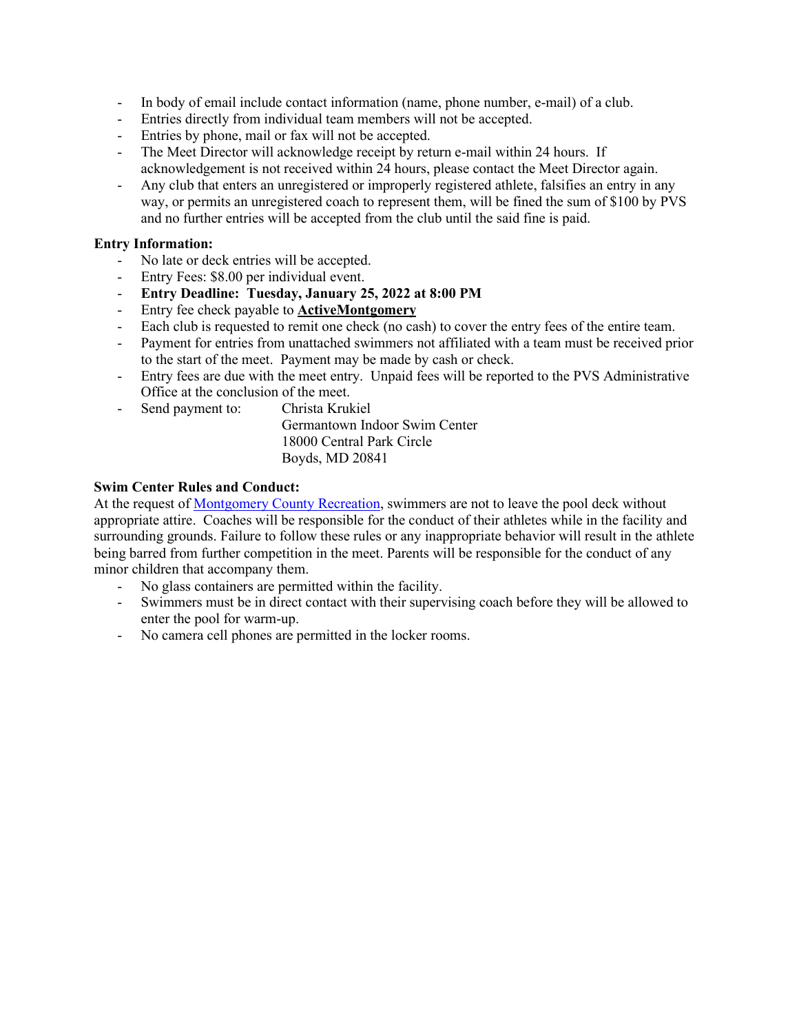- In body of email include contact information (name, phone number, e-mail) of a club.
- Entries directly from individual team members will not be accepted.
- Entries by phone, mail or fax will not be accepted.
- The Meet Director will acknowledge receipt by return e-mail within 24 hours. If acknowledgement is not received within 24 hours, please contact the Meet Director again.
- Any club that enters an unregistered or improperly registered athlete, falsifies an entry in any way, or permits an unregistered coach to represent them, will be fined the sum of $100 by PVS and no further entries will be accepted from the club until the said fine is paid.

**Entry Information:**

- No late or deck entries will be accepted.
- Entry Fees: $8.00 per individual event.
- **Entry Deadline: Tuesday, January 25, 2022 at 8:00 PM**
- Entry fee check payable to **ActiveMontgomery**
- Each club is requested to remit one check (no cash) to cover the entry fees of the entire team.
- Payment for entries from unattached swimmers not affiliated with a team must be received prior to the start of the meet. Payment may be made by cash or check.
- Entry fees are due with the meet entry. Unpaid fees will be reported to the PVS Administrative Office at the conclusion of the meet.
- Send payment to:
  Christa Krukiel
  Germantown Indoor Swim Center
  18000 Central Park Circle
  Boyds, MD 20841

**Swim Center Rules and Conduct:**

At the request of Montgomery County Recreation, swimmers are not to leave the pool deck without appropriate attire. Coaches will be responsible for the conduct of their athletes while in the facility and surrounding grounds. Failure to follow these rules or any inappropriate behavior will result in the athlete being barred from further competition in the meet. Parents will be responsible for the conduct of any minor children that accompany them.

- No glass containers are permitted within the facility.
- Swimmers must be in direct contact with their supervising coach before they will be allowed to enter the pool for warm-up.
- No camera cell phones are permitted in the locker rooms.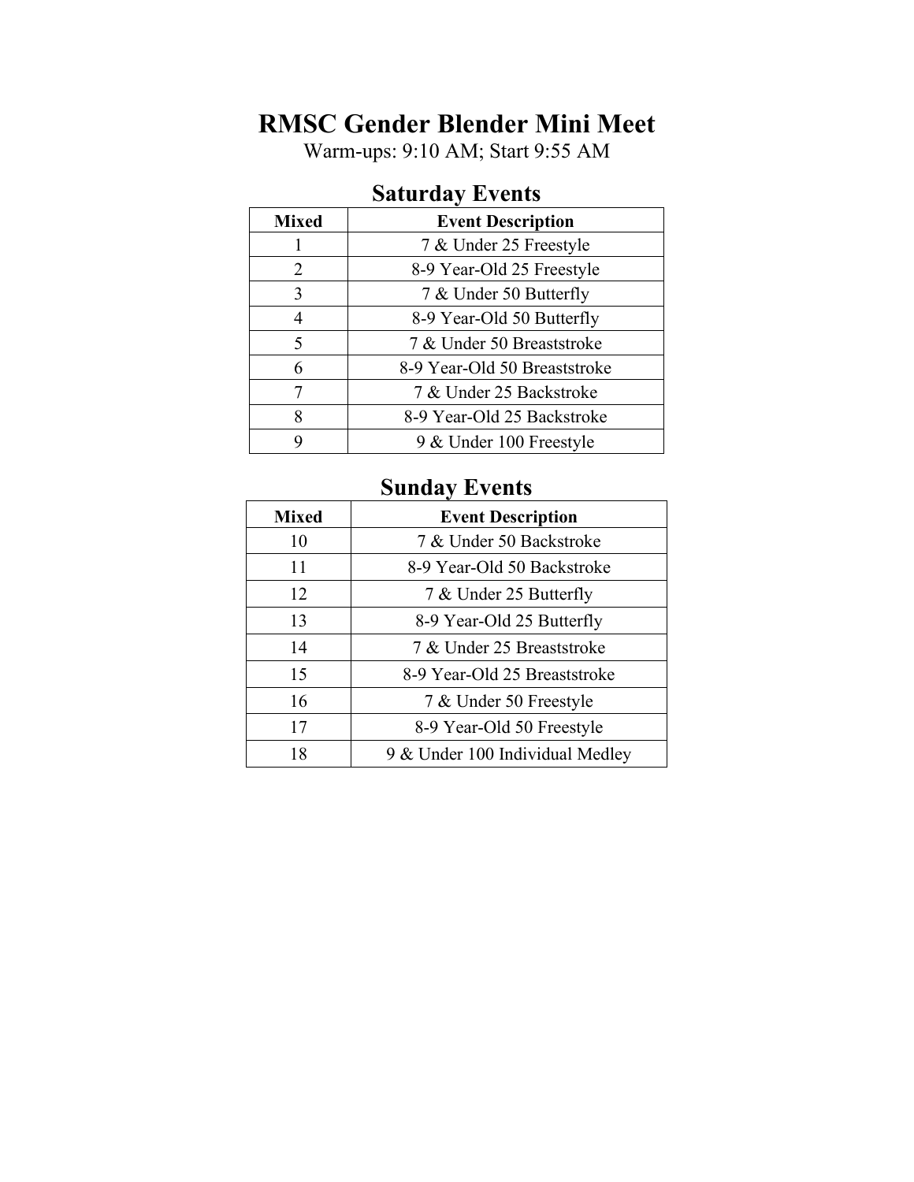# RMSC Gender Blender Mini Meet

Warm-ups: 9:10 AM; Start 9:55 AM

## Saturday Events

| Mixed | Event Description |
|---|---|
| 1 | 7 & Under 25 Freestyle |
| 2 | 8-9 Year-Old 25 Freestyle |
| 3 | 7 & Under 50 Butterfly |
| 4 | 8-9 Year-Old 50 Butterfly |
| 5 | 7 & Under 50 Breaststroke |
| 6 | 8-9 Year-Old 50 Breaststroke |
| 7 | 7 & Under 25 Backstroke |
| 8 | 8-9 Year-Old 25 Backstroke |
| 9 | 9 & Under 100 Freestyle |

## Sunday Events

| Mixed | Event Description |
|---|---|
| 10 | 7 & Under 50 Backstroke |
| 11 | 8-9 Year-Old 50 Backstroke |
| 12 | 7 & Under 25 Butterfly |
| 13 | 8-9 Year-Old 25 Butterfly |
| 14 | 7 & Under 25 Breaststroke |
| 15 | 8-9 Year-Old 25 Breaststroke |
| 16 | 7 & Under 50 Freestyle |
| 17 | 8-9 Year-Old 50 Freestyle |
| 18 | 9 & Under 100 Individual Medley |